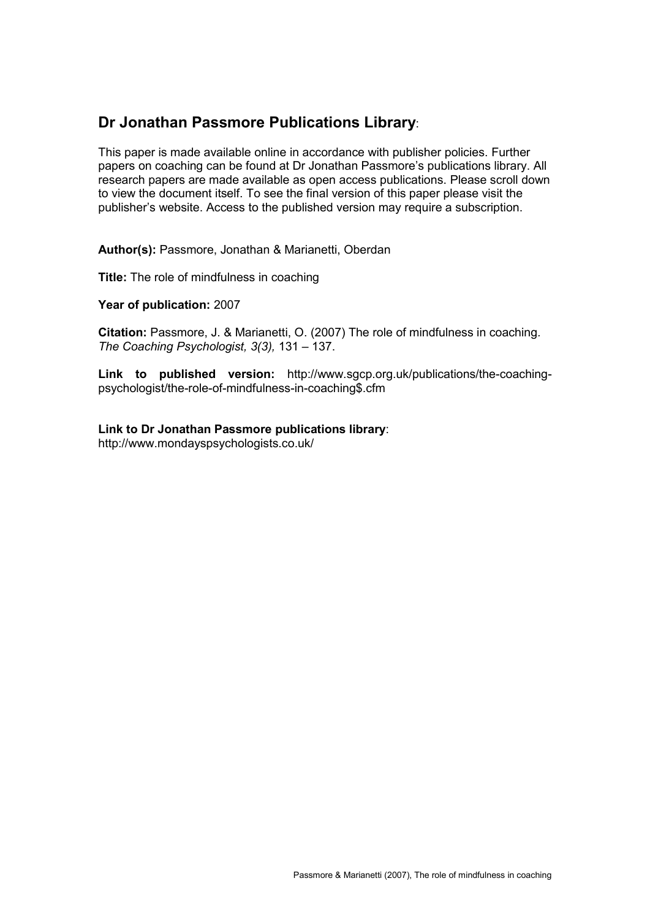## Dr Jonathan Passmore Publications Library:

This paper is made available online in accordance with publisher policies. Further papers on coaching can be found at Dr Jonathan Passmore's publications library. All research papers are made available as open access publications. Please scroll down to view the document itself. To see the final version of this paper please visit the publisher's website. Access to the published version may require a subscription.

**Author(s):** Passmore, Jonathan & Marianetti, Oberdan

**Title:** The role of mindfulness in coaching

**Year of publication:** 2007

**Citation:** Passmore, J. & Marianetti, O. (2007) The role of mindfulness in coaching. *The Coaching Psychologist, 3(3),* 131 – 137.

**Link to published version:** http://www.sgcp.org.uk/publications/the-coaching-psychologist/the-role-of-mindfulness-in-coaching$.cfm

**Link to Dr Jonathan Passmore publications library**:
http://www.mondayspsychologists.co.uk/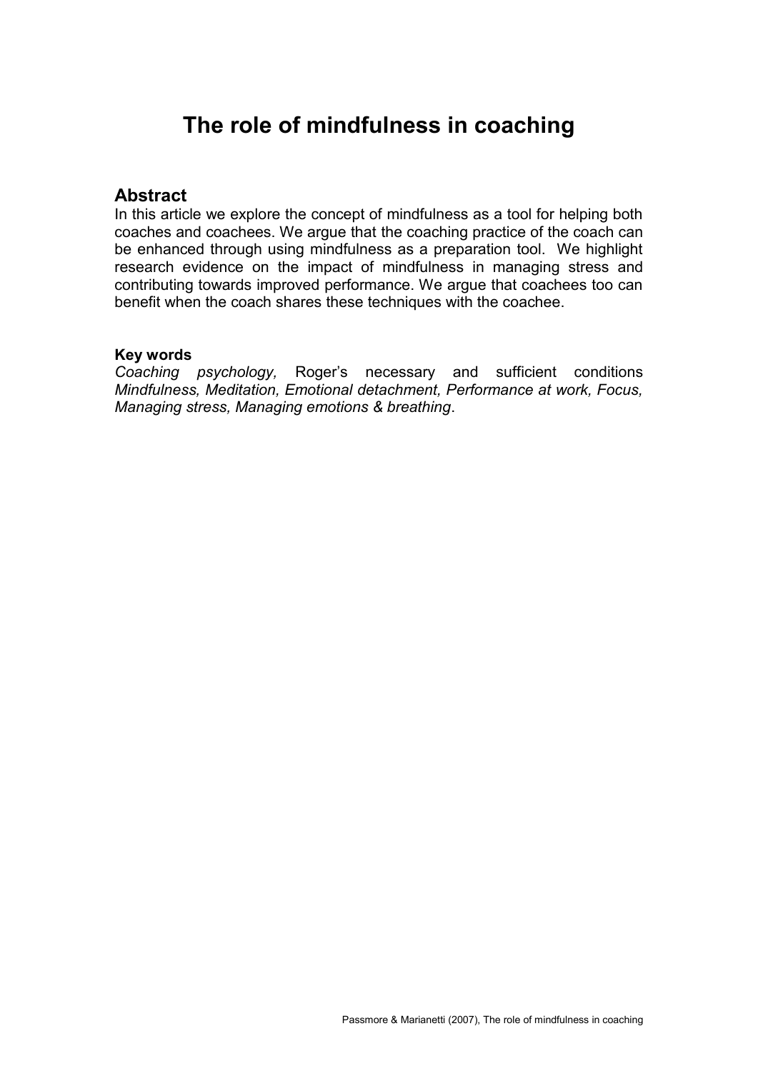# The role of mindfulness in coaching

## Abstract

In this article we explore the concept of mindfulness as a tool for helping both coaches and coachees. We argue that the coaching practice of the coach can be enhanced through using mindfulness as a preparation tool. We highlight research evidence on the impact of mindfulness in managing stress and contributing towards improved performance. We argue that coachees too can benefit when the coach shares these techniques with the coachee.

**Key words**

*Coaching psychology,* Roger's necessary and sufficient conditions *Mindfulness, Meditation, Emotional detachment, Performance at work, Focus, Managing stress, Managing emotions & breathing*.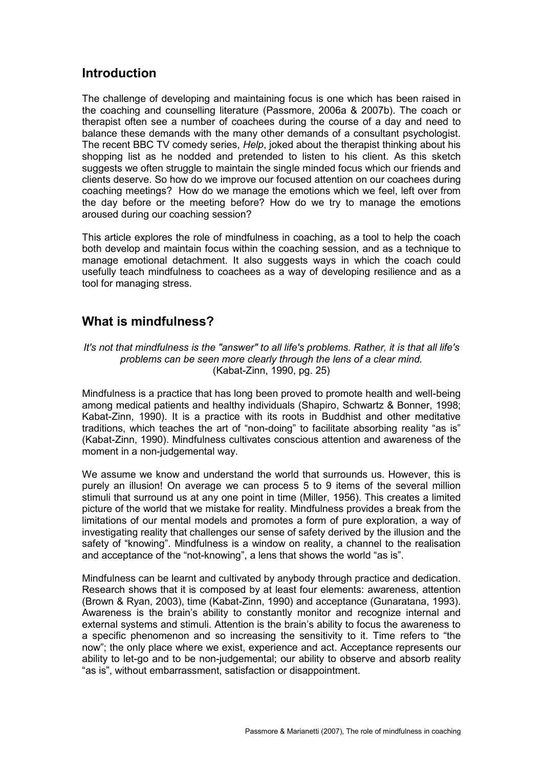## Introduction

The challenge of developing and maintaining focus is one which has been raised in the coaching and counselling literature (Passmore, 2006a & 2007b). The coach or therapist often see a number of coachees during the course of a day and need to balance these demands with the many other demands of a consultant psychologist. The recent BBC TV comedy series, *Help*, joked about the therapist thinking about his shopping list as he nodded and pretended to listen to his client. As this sketch suggests we often struggle to maintain the single minded focus which our friends and clients deserve. So how do we improve our focused attention on our coachees during coaching meetings? How do we manage the emotions which we feel, left over from the day before or the meeting before? How do we try to manage the emotions aroused during our coaching session?

This article explores the role of mindfulness in coaching, as a tool to help the coach both develop and maintain focus within the coaching session, and as a technique to manage emotional detachment. It also suggests ways in which the coach could usefully teach mindfulness to coachees as a way of developing resilience and as a tool for managing stress.

## What is mindfulness?

*It's not that mindfulness is the "answer" to all life's problems. Rather, it is that all life's problems can be seen more clearly through the lens of a clear mind.*
(Kabat-Zinn, 1990, pg. 25)

Mindfulness is a practice that has long been proved to promote health and well-being among medical patients and healthy individuals (Shapiro, Schwartz & Bonner, 1998; Kabat-Zinn, 1990). It is a practice with its roots in Buddhist and other meditative traditions, which teaches the art of "non-doing" to facilitate absorbing reality "as is" (Kabat-Zinn, 1990). Mindfulness cultivates conscious attention and awareness of the moment in a non-judgemental way.

We assume we know and understand the world that surrounds us. However, this is purely an illusion! On average we can process 5 to 9 items of the several million stimuli that surround us at any one point in time (Miller, 1956). This creates a limited picture of the world that we mistake for reality. Mindfulness provides a break from the limitations of our mental models and promotes a form of pure exploration, a way of investigating reality that challenges our sense of safety derived by the illusion and the safety of "knowing". Mindfulness is a window on reality, a channel to the realisation and acceptance of the "not-knowing", a lens that shows the world "as is".

Mindfulness can be learnt and cultivated by anybody through practice and dedication. Research shows that it is composed by at least four elements: awareness, attention (Brown & Ryan, 2003), time (Kabat-Zinn, 1990) and acceptance (Gunaratana, 1993). Awareness is the brain's ability to constantly monitor and recognize internal and external systems and stimuli. Attention is the brain's ability to focus the awareness to a specific phenomenon and so increasing the sensitivity to it. Time refers to "the now"; the only place where we exist, experience and act. Acceptance represents our ability to let-go and to be non-judgemental; our ability to observe and absorb reality "as is", without embarrassment, satisfaction or disappointment.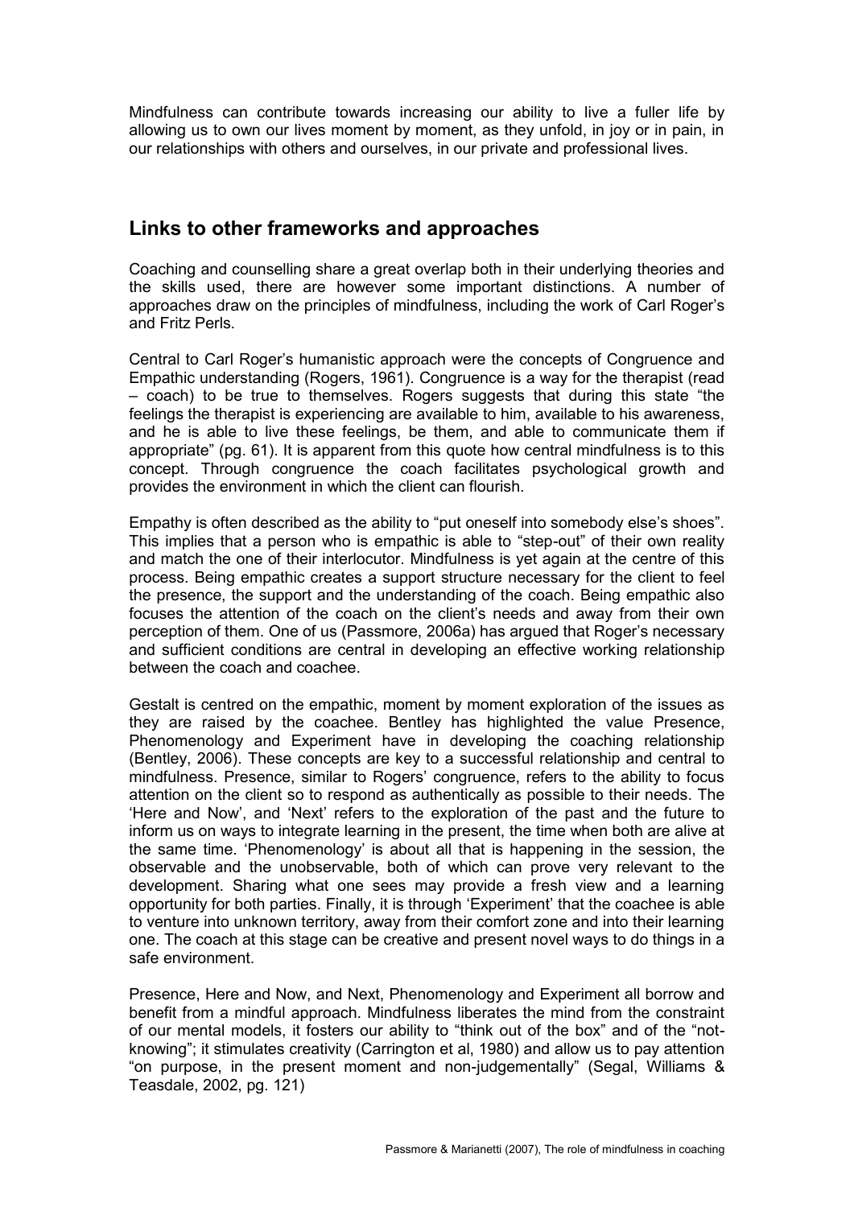Mindfulness can contribute towards increasing our ability to live a fuller life by allowing us to own our lives moment by moment, as they unfold, in joy or in pain, in our relationships with others and ourselves, in our private and professional lives.

## Links to other frameworks and approaches

Coaching and counselling share a great overlap both in their underlying theories and the skills used, there are however some important distinctions. A number of approaches draw on the principles of mindfulness, including the work of Carl Roger's and Fritz Perls.

Central to Carl Roger's humanistic approach were the concepts of Congruence and Empathic understanding (Rogers, 1961). Congruence is a way for the therapist (read – coach) to be true to themselves. Rogers suggests that during this state "the feelings the therapist is experiencing are available to him, available to his awareness, and he is able to live these feelings, be them, and able to communicate them if appropriate" (pg. 61). It is apparent from this quote how central mindfulness is to this concept. Through congruence the coach facilitates psychological growth and provides the environment in which the client can flourish.

Empathy is often described as the ability to "put oneself into somebody else's shoes". This implies that a person who is empathic is able to "step-out" of their own reality and match the one of their interlocutor. Mindfulness is yet again at the centre of this process. Being empathic creates a support structure necessary for the client to feel the presence, the support and the understanding of the coach. Being empathic also focuses the attention of the coach on the client's needs and away from their own perception of them. One of us (Passmore, 2006a) has argued that Roger's necessary and sufficient conditions are central in developing an effective working relationship between the coach and coachee.

Gestalt is centred on the empathic, moment by moment exploration of the issues as they are raised by the coachee. Bentley has highlighted the value Presence, Phenomenology and Experiment have in developing the coaching relationship (Bentley, 2006). These concepts are key to a successful relationship and central to mindfulness. Presence, similar to Rogers' congruence, refers to the ability to focus attention on the client so to respond as authentically as possible to their needs. The 'Here and Now', and 'Next' refers to the exploration of the past and the future to inform us on ways to integrate learning in the present, the time when both are alive at the same time. 'Phenomenology' is about all that is happening in the session, the observable and the unobservable, both of which can prove very relevant to the development. Sharing what one sees may provide a fresh view and a learning opportunity for both parties. Finally, it is through 'Experiment' that the coachee is able to venture into unknown territory, away from their comfort zone and into their learning one. The coach at this stage can be creative and present novel ways to do things in a safe environment.

Presence, Here and Now, and Next, Phenomenology and Experiment all borrow and benefit from a mindful approach. Mindfulness liberates the mind from the constraint of our mental models, it fosters our ability to "think out of the box" and of the "not-knowing"; it stimulates creativity (Carrington et al, 1980) and allow us to pay attention "on purpose, in the present moment and non-judgementally" (Segal, Williams & Teasdale, 2002, pg. 121)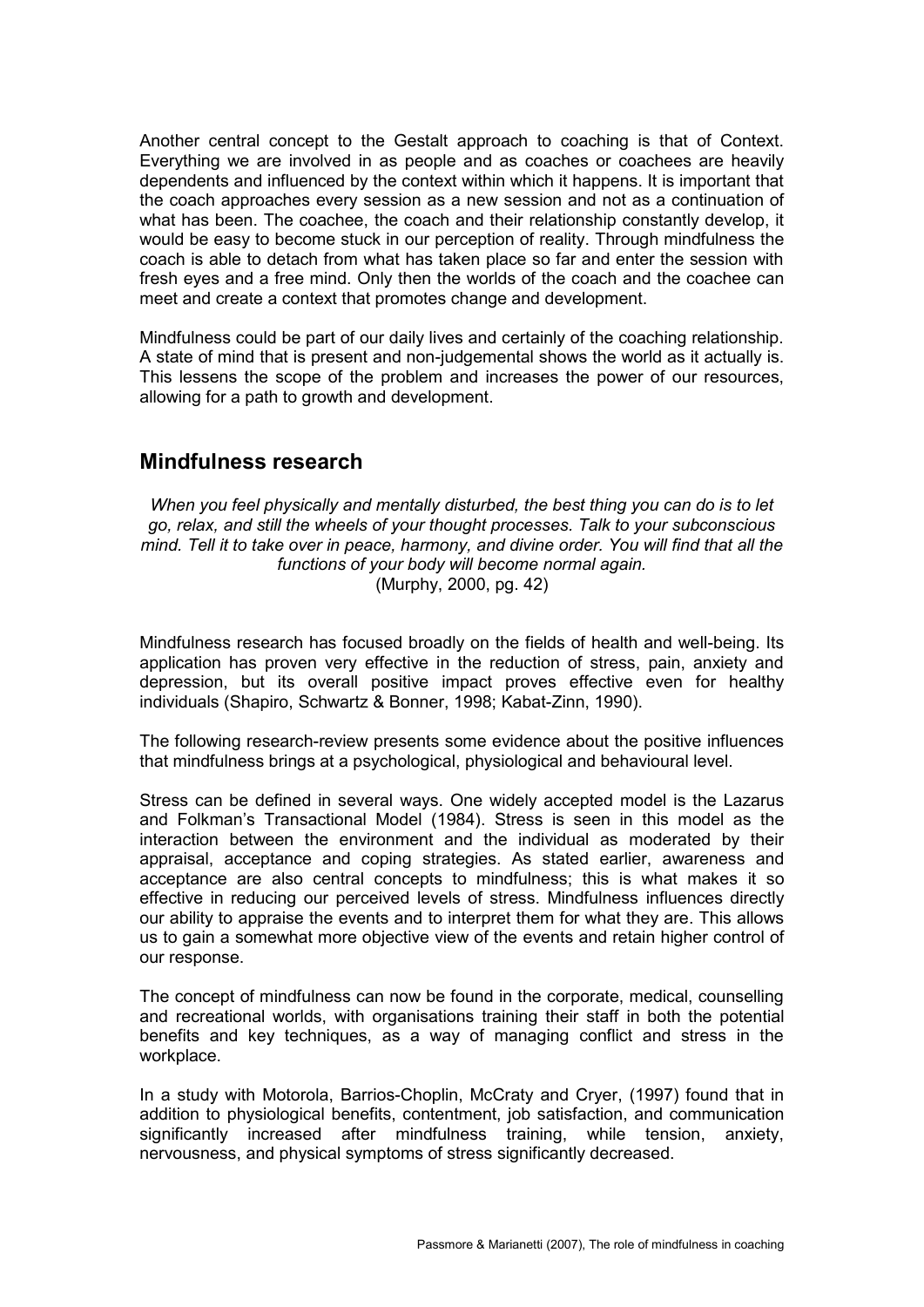Another central concept to the Gestalt approach to coaching is that of Context. Everything we are involved in as people and as coaches or coachees are heavily dependents and influenced by the context within which it happens. It is important that the coach approaches every session as a new session and not as a continuation of what has been. The coachee, the coach and their relationship constantly develop, it would be easy to become stuck in our perception of reality. Through mindfulness the coach is able to detach from what has taken place so far and enter the session with fresh eyes and a free mind. Only then the worlds of the coach and the coachee can meet and create a context that promotes change and development.

Mindfulness could be part of our daily lives and certainly of the coaching relationship. A state of mind that is present and non-judgemental shows the world as it actually is. This lessens the scope of the problem and increases the power of our resources, allowing for a path to growth and development.

## Mindfulness research

*When you feel physically and mentally disturbed, the best thing you can do is to let go, relax, and still the wheels of your thought processes. Talk to your subconscious mind. Tell it to take over in peace, harmony, and divine order. You will find that all the functions of your body will become normal again.*
(Murphy, 2000, pg. 42)

Mindfulness research has focused broadly on the fields of health and well-being. Its application has proven very effective in the reduction of stress, pain, anxiety and depression, but its overall positive impact proves effective even for healthy individuals (Shapiro, Schwartz & Bonner, 1998; Kabat-Zinn, 1990).

The following research-review presents some evidence about the positive influences that mindfulness brings at a psychological, physiological and behavioural level.

Stress can be defined in several ways. One widely accepted model is the Lazarus and Folkman's Transactional Model (1984). Stress is seen in this model as the interaction between the environment and the individual as moderated by their appraisal, acceptance and coping strategies. As stated earlier, awareness and acceptance are also central concepts to mindfulness; this is what makes it so effective in reducing our perceived levels of stress. Mindfulness influences directly our ability to appraise the events and to interpret them for what they are. This allows us to gain a somewhat more objective view of the events and retain higher control of our response.

The concept of mindfulness can now be found in the corporate, medical, counselling and recreational worlds, with organisations training their staff in both the potential benefits and key techniques, as a way of managing conflict and stress in the workplace.

In a study with Motorola, Barrios-Choplin, McCraty and Cryer, (1997) found that in addition to physiological benefits, contentment, job satisfaction, and communication significantly increased after mindfulness training, while tension, anxiety, nervousness, and physical symptoms of stress significantly decreased.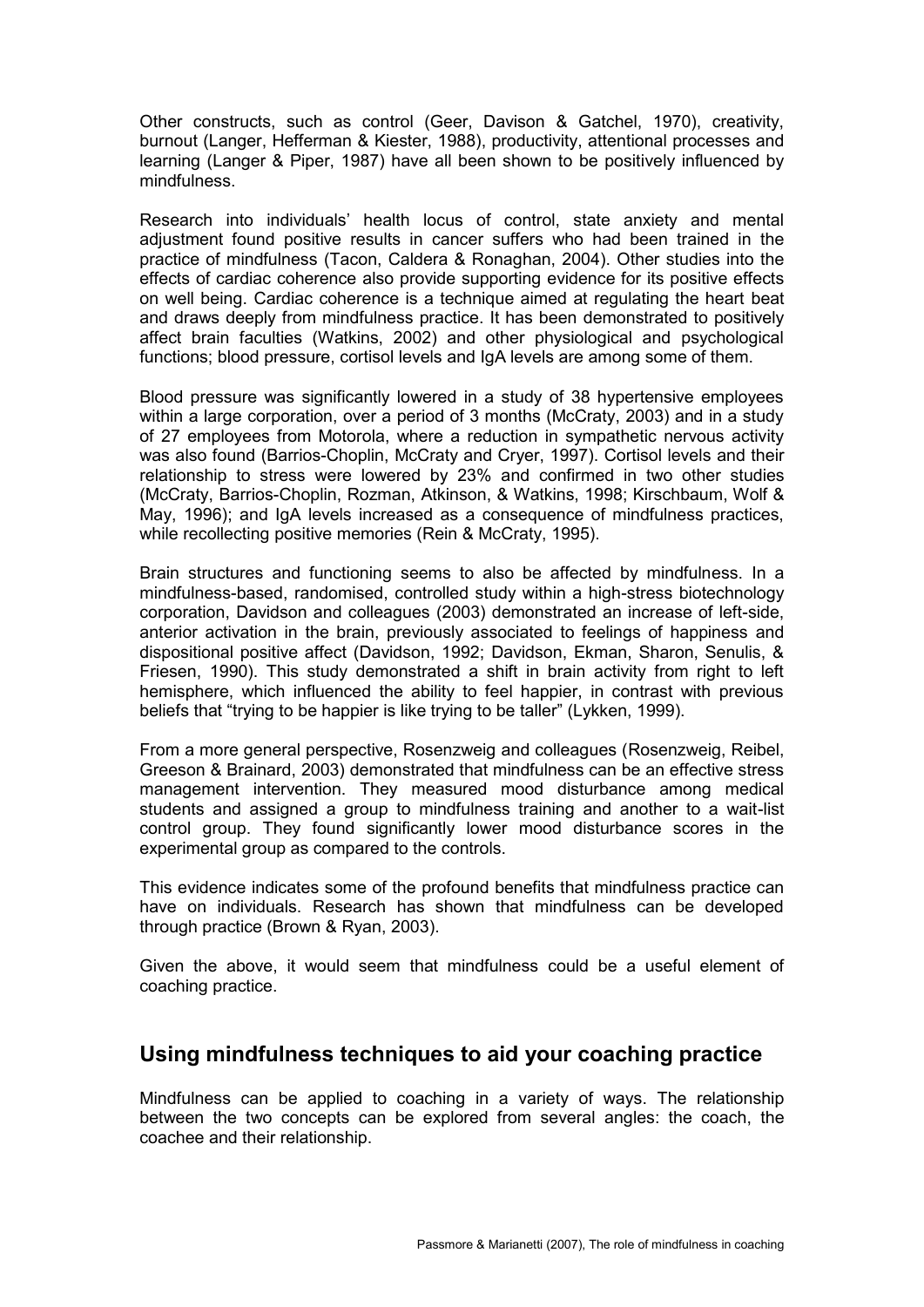Other constructs, such as control (Geer, Davison & Gatchel, 1970), creativity, burnout (Langer, Hefferman & Kiester, 1988), productivity, attentional processes and learning (Langer & Piper, 1987) have all been shown to be positively influenced by mindfulness.

Research into individuals' health locus of control, state anxiety and mental adjustment found positive results in cancer suffers who had been trained in the practice of mindfulness (Tacon, Caldera & Ronaghan, 2004). Other studies into the effects of cardiac coherence also provide supporting evidence for its positive effects on well being. Cardiac coherence is a technique aimed at regulating the heart beat and draws deeply from mindfulness practice. It has been demonstrated to positively affect brain faculties (Watkins, 2002) and other physiological and psychological functions; blood pressure, cortisol levels and IgA levels are among some of them.

Blood pressure was significantly lowered in a study of 38 hypertensive employees within a large corporation, over a period of 3 months (McCraty, 2003) and in a study of 27 employees from Motorola, where a reduction in sympathetic nervous activity was also found (Barrios-Choplin, McCraty and Cryer, 1997). Cortisol levels and their relationship to stress were lowered by 23% and confirmed in two other studies (McCraty, Barrios-Choplin, Rozman, Atkinson, & Watkins, 1998; Kirschbaum, Wolf & May, 1996); and IgA levels increased as a consequence of mindfulness practices, while recollecting positive memories (Rein & McCraty, 1995).

Brain structures and functioning seems to also be affected by mindfulness. In a mindfulness-based, randomised, controlled study within a high-stress biotechnology corporation, Davidson and colleagues (2003) demonstrated an increase of left-side, anterior activation in the brain, previously associated to feelings of happiness and dispositional positive affect (Davidson, 1992; Davidson, Ekman, Sharon, Senulis, & Friesen, 1990). This study demonstrated a shift in brain activity from right to left hemisphere, which influenced the ability to feel happier, in contrast with previous beliefs that "trying to be happier is like trying to be taller" (Lykken, 1999).

From a more general perspective, Rosenzweig and colleagues (Rosenzweig, Reibel, Greeson & Brainard, 2003) demonstrated that mindfulness can be an effective stress management intervention. They measured mood disturbance among medical students and assigned a group to mindfulness training and another to a wait-list control group. They found significantly lower mood disturbance scores in the experimental group as compared to the controls.

This evidence indicates some of the profound benefits that mindfulness practice can have on individuals. Research has shown that mindfulness can be developed through practice (Brown & Ryan, 2003).

Given the above, it would seem that mindfulness could be a useful element of coaching practice.

## Using mindfulness techniques to aid your coaching practice

Mindfulness can be applied to coaching in a variety of ways. The relationship between the two concepts can be explored from several angles: the coach, the coachee and their relationship.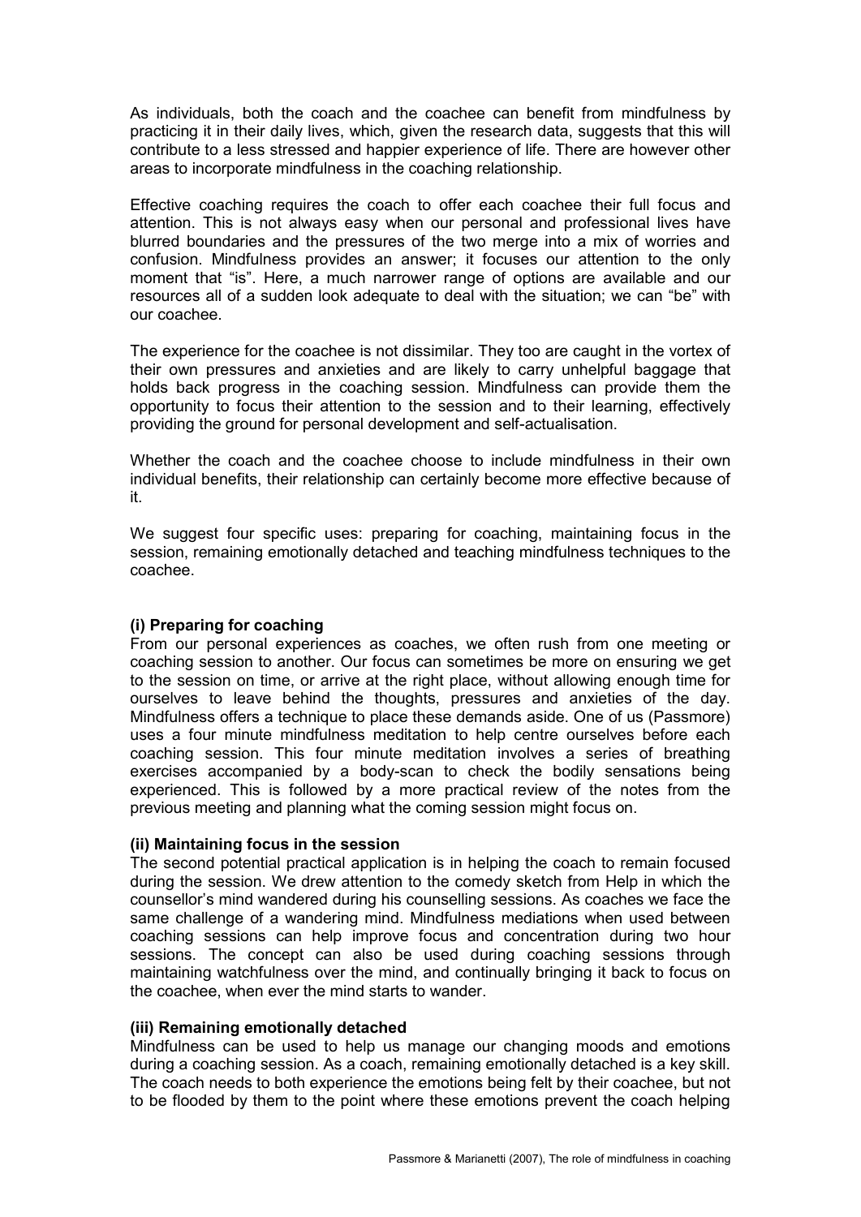As individuals, both the coach and the coachee can benefit from mindfulness by practicing it in their daily lives, which, given the research data, suggests that this will contribute to a less stressed and happier experience of life. There are however other areas to incorporate mindfulness in the coaching relationship.

Effective coaching requires the coach to offer each coachee their full focus and attention. This is not always easy when our personal and professional lives have blurred boundaries and the pressures of the two merge into a mix of worries and confusion. Mindfulness provides an answer; it focuses our attention to the only moment that "is". Here, a much narrower range of options are available and our resources all of a sudden look adequate to deal with the situation; we can "be" with our coachee.

The experience for the coachee is not dissimilar. They too are caught in the vortex of their own pressures and anxieties and are likely to carry unhelpful baggage that holds back progress in the coaching session. Mindfulness can provide them the opportunity to focus their attention to the session and to their learning, effectively providing the ground for personal development and self-actualisation.

Whether the coach and the coachee choose to include mindfulness in their own individual benefits, their relationship can certainly become more effective because of it.

We suggest four specific uses: preparing for coaching, maintaining focus in the session, remaining emotionally detached and teaching mindfulness techniques to the coachee.

### (i) Preparing for coaching

From our personal experiences as coaches, we often rush from one meeting or coaching session to another. Our focus can sometimes be more on ensuring we get to the session on time, or arrive at the right place, without allowing enough time for ourselves to leave behind the thoughts, pressures and anxieties of the day. Mindfulness offers a technique to place these demands aside. One of us (Passmore) uses a four minute mindfulness meditation to help centre ourselves before each coaching session. This four minute meditation involves a series of breathing exercises accompanied by a body-scan to check the bodily sensations being experienced. This is followed by a more practical review of the notes from the previous meeting and planning what the coming session might focus on.

### (ii) Maintaining focus in the session

The second potential practical application is in helping the coach to remain focused during the session. We drew attention to the comedy sketch from Help in which the counsellor's mind wandered during his counselling sessions. As coaches we face the same challenge of a wandering mind. Mindfulness mediations when used between coaching sessions can help improve focus and concentration during two hour sessions. The concept can also be used during coaching sessions through maintaining watchfulness over the mind, and continually bringing it back to focus on the coachee, when ever the mind starts to wander.

### (iii) Remaining emotionally detached

Mindfulness can be used to help us manage our changing moods and emotions during a coaching session. As a coach, remaining emotionally detached is a key skill. The coach needs to both experience the emotions being felt by their coachee, but not to be flooded by them to the point where these emotions prevent the coach helping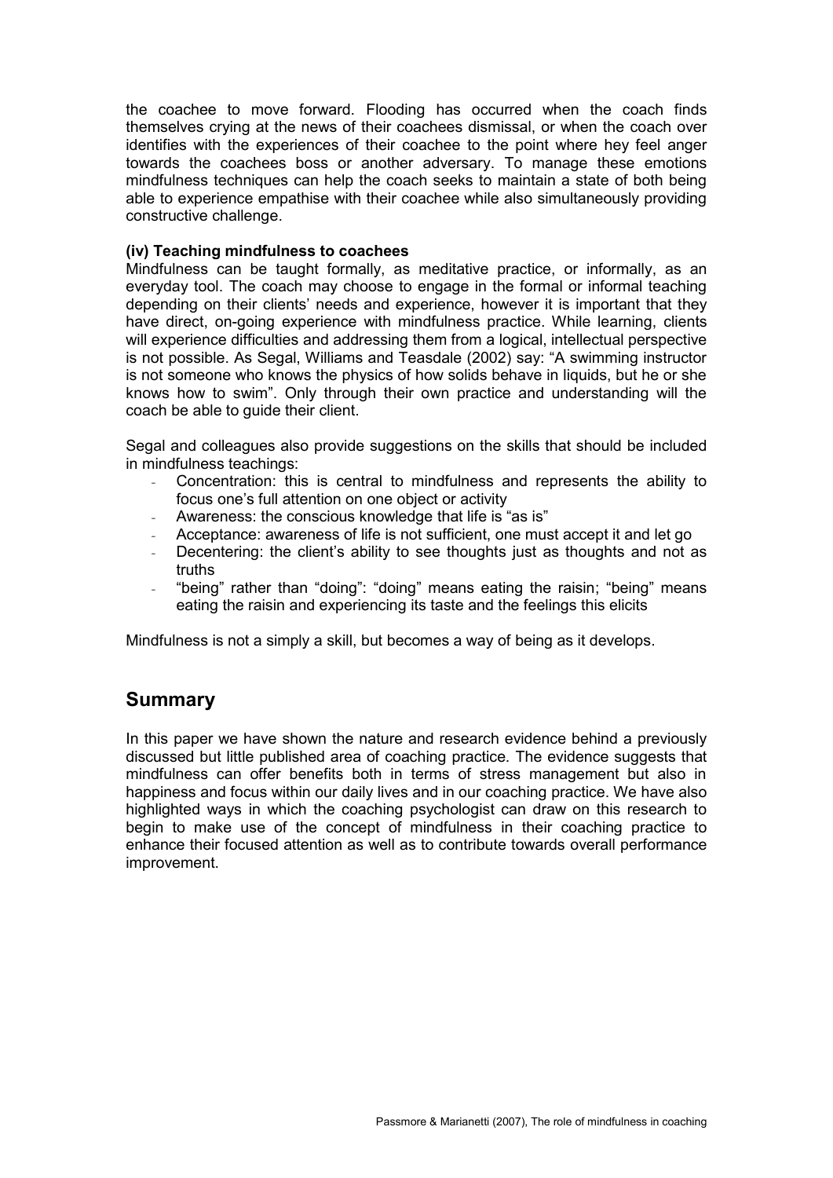the coachee to move forward. Flooding has occurred when the coach finds themselves crying at the news of their coachees dismissal, or when the coach over identifies with the experiences of their coachee to the point where hey feel anger towards the coachees boss or another adversary. To manage these emotions mindfulness techniques can help the coach seeks to maintain a state of both being able to experience empathise with their coachee while also simultaneously providing constructive challenge.

**(iv) Teaching mindfulness to coachees**

Mindfulness can be taught formally, as meditative practice, or informally, as an everyday tool. The coach may choose to engage in the formal or informal teaching depending on their clients' needs and experience, however it is important that they have direct, on-going experience with mindfulness practice. While learning, clients will experience difficulties and addressing them from a logical, intellectual perspective is not possible. As Segal, Williams and Teasdale (2002) say: "A swimming instructor is not someone who knows the physics of how solids behave in liquids, but he or she knows how to swim". Only through their own practice and understanding will the coach be able to guide their client.

Segal and colleagues also provide suggestions on the skills that should be included in mindfulness teachings:

- Concentration: this is central to mindfulness and represents the ability to focus one's full attention on one object or activity
- Awareness: the conscious knowledge that life is "as is"
- Acceptance: awareness of life is not sufficient, one must accept it and let go
- Decentering: the client's ability to see thoughts just as thoughts and not as truths
- "being" rather than "doing": "doing" means eating the raisin; "being" means eating the raisin and experiencing its taste and the feelings this elicits

Mindfulness is not a simply a skill, but becomes a way of being as it develops.

## Summary

In this paper we have shown the nature and research evidence behind a previously discussed but little published area of coaching practice. The evidence suggests that mindfulness can offer benefits both in terms of stress management but also in happiness and focus within our daily lives and in our coaching practice. We have also highlighted ways in which the coaching psychologist can draw on this research to begin to make use of the concept of mindfulness in their coaching practice to enhance their focused attention as well as to contribute towards overall performance improvement.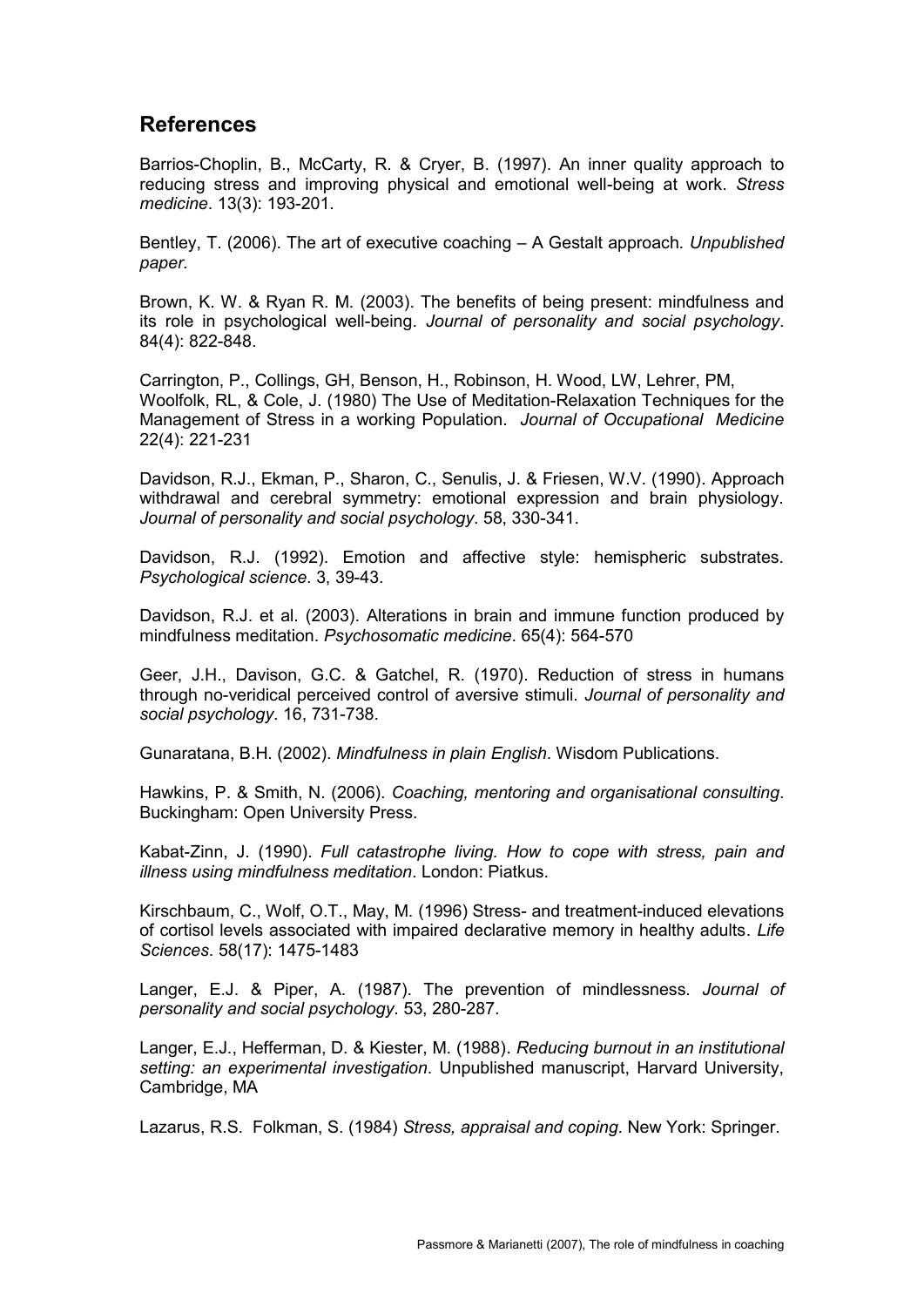## References

Barrios-Choplin, B., McCarty, R. & Cryer, B. (1997). An inner quality approach to reducing stress and improving physical and emotional well-being at work. *Stress medicine*. 13(3): 193-201.

Bentley, T. (2006). The art of executive coaching – A Gestalt approach. *Unpublished paper*.

Brown, K. W. & Ryan R. M. (2003). The benefits of being present: mindfulness and its role in psychological well-being. *Journal of personality and social psychology*. 84(4): 822-848.

Carrington, P., Collings, GH, Benson, H., Robinson, H. Wood, LW, Lehrer, PM, Woolfolk, RL, & Cole, J. (1980) The Use of Meditation-Relaxation Techniques for the Management of Stress in a working Population. *Journal of Occupational Medicine* 22(4): 221-231

Davidson, R.J., Ekman, P., Sharon, C., Senulis, J. & Friesen, W.V. (1990). Approach withdrawal and cerebral symmetry: emotional expression and brain physiology. *Journal of personality and social psychology*. 58, 330-341.

Davidson, R.J. (1992). Emotion and affective style: hemispheric substrates. *Psychological science*. 3, 39-43.

Davidson, R.J. et al. (2003). Alterations in brain and immune function produced by mindfulness meditation. *Psychosomatic medicine*. 65(4): 564-570

Geer, J.H., Davison, G.C. & Gatchel, R. (1970). Reduction of stress in humans through no-veridical perceived control of aversive stimuli. *Journal of personality and social psychology*. 16, 731-738.

Gunaratana, B.H. (2002). *Mindfulness in plain English*. Wisdom Publications.

Hawkins, P. & Smith, N. (2006). *Coaching, mentoring and organisational consulting*. Buckingham: Open University Press.

Kabat-Zinn, J. (1990). *Full catastrophe living. How to cope with stress, pain and illness using mindfulness meditation*. London: Piatkus.

Kirschbaum, C., Wolf, O.T., May, M. (1996) Stress- and treatment-induced elevations of cortisol levels associated with impaired declarative memory in healthy adults. *Life Sciences*. 58(17): 1475-1483

Langer, E.J. & Piper, A. (1987). The prevention of mindlessness. *Journal of personality and social psychology*. 53, 280-287.

Langer, E.J., Hefferman, D. & Kiester, M. (1988). *Reducing burnout in an institutional setting: an experimental investigation*. Unpublished manuscript, Harvard University, Cambridge, MA

Lazarus, R.S. Folkman, S. (1984) *Stress, appraisal and coping*. New York: Springer.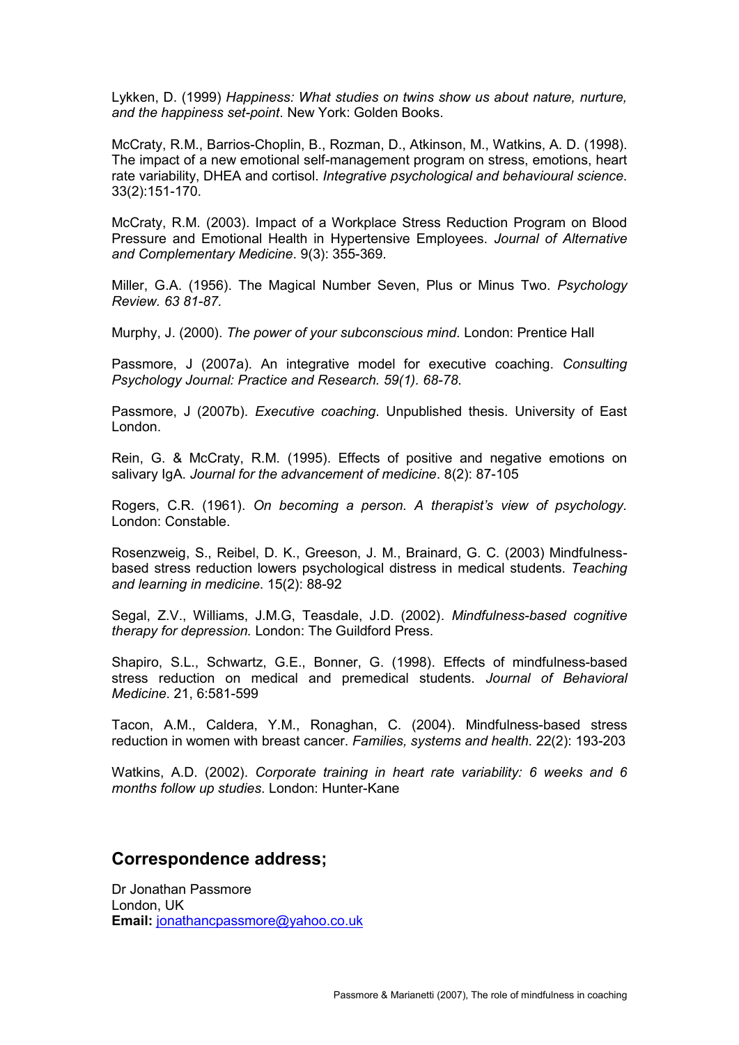Lykken, D. (1999) *Happiness: What studies on twins show us about nature, nurture, and the happiness set-point*. New York: Golden Books.

McCraty, R.M., Barrios-Choplin, B., Rozman, D., Atkinson, M., Watkins, A. D. (1998). The impact of a new emotional self-management program on stress, emotions, heart rate variability, DHEA and cortisol. *Integrative psychological and behavioural science*. 33(2):151-170.

McCraty, R.M. (2003). Impact of a Workplace Stress Reduction Program on Blood Pressure and Emotional Health in Hypertensive Employees. *Journal of Alternative and Complementary Medicine*. 9(3): 355-369.

Miller, G.A. (1956). The Magical Number Seven, Plus or Minus Two. *Psychology Review. 63 81-87.*

Murphy, J. (2000). *The power of your subconscious mind*. London: Prentice Hall

Passmore, J (2007a). An integrative model for executive coaching. *Consulting Psychology Journal: Practice and Research. 59(1). 68-78.*

Passmore, J (2007b). *Executive coaching*. Unpublished thesis. University of East London.

Rein, G. & McCraty, R.M. (1995). Effects of positive and negative emotions on salivary IgA. *Journal for the advancement of medicine*. 8(2): 87-105

Rogers, C.R. (1961). *On becoming a person. A therapist's view of psychology.* London: Constable.

Rosenzweig, S., Reibel, D. K., Greeson, J. M., Brainard, G. C. (2003) Mindfulness-based stress reduction lowers psychological distress in medical students. *Teaching and learning in medicine*. 15(2): 88-92

Segal, Z.V., Williams, J.M.G, Teasdale, J.D. (2002). *Mindfulness-based cognitive therapy for depression.* London: The Guildford Press.

Shapiro, S.L., Schwartz, G.E., Bonner, G. (1998). Effects of mindfulness-based stress reduction on medical and premedical students. *Journal of Behavioral Medicine*. 21, 6:581-599

Tacon, A.M., Caldera, Y.M., Ronaghan, C. (2004). Mindfulness-based stress reduction in women with breast cancer. *Families, systems and health*. 22(2): 193-203

Watkins, A.D. (2002). *Corporate training in heart rate variability: 6 weeks and 6 months follow up studies*. London: Hunter-Kane

## Correspondence address;

Dr Jonathan Passmore
London, UK
**Email:** jonathancpassmore@yahoo.co.uk